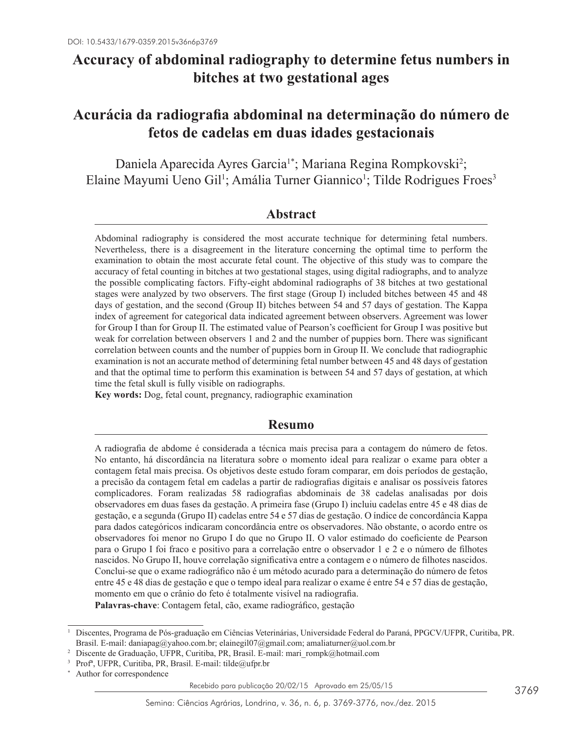DOI: 10.5433/1679-0359.2015v36n6p3769

# Accuracy of abdominal radiography to determine fetus numbers in bitches at two gestational ages

# Acurácia da radiografia abdominal na determinação do número de fetos de cadelas em duas idades gestacionais

Daniela Aparecida Ayres Garcia[1*]; Mariana Regina Rompkovski[2]; Elaine Mayumi Ueno Gil[1]; Amália Turner Giannico[1]; Tilde Rodrigues Froes[3]

## Abstract

Abdominal radiography is considered the most accurate technique for determining fetal numbers. Nevertheless, there is a disagreement in the literature concerning the optimal time to perform the examination to obtain the most accurate fetal count. The objective of this study was to compare the accuracy of fetal counting in bitches at two gestational stages, using digital radiographs, and to analyze the possible complicating factors. Fifty-eight abdominal radiographs of 38 bitches at two gestational stages were analyzed by two observers. The first stage (Group I) included bitches between 45 and 48 days of gestation, and the second (Group II) bitches between 54 and 57 days of gestation. The Kappa index of agreement for categorical data indicated agreement between observers. Agreement was lower for Group I than for Group II. The estimated value of Pearson's coefficient for Group I was positive but weak for correlation between observers 1 and 2 and the number of puppies born. There was significant correlation between counts and the number of puppies born in Group II. We conclude that radiographic examination is not an accurate method of determining fetal number between 45 and 48 days of gestation and that the optimal time to perform this examination is between 54 and 57 days of gestation, at which time the fetal skull is fully visible on radiographs.

**Key words:** Dog, fetal count, pregnancy, radiographic examination

## Resumo

A radiografia de abdome é considerada a técnica mais precisa para a contagem do número de fetos. No entanto, há discordância na literatura sobre o momento ideal para realizar o exame para obter a contagem fetal mais precisa. Os objetivos deste estudo foram comparar, em dois períodos de gestação, a precisão da contagem fetal em cadelas a partir de radiografias digitais e analisar os possíveis fatores complicadores. Foram realizadas 58 radiografias abdominais de 38 cadelas analisadas por dois observadores em duas fases da gestação. A primeira fase (Grupo I) incluiu cadelas entre 45 e 48 dias de gestação, e a segunda (Grupo II) cadelas entre 54 e 57 dias de gestação. O índice de concordância Kappa para dados categóricos indicaram concordância entre os observadores. Não obstante, o acordo entre os observadores foi menor no Grupo I do que no Grupo II. O valor estimado do coeficiente de Pearson para o Grupo I foi fraco e positivo para a correlação entre o observador 1 e 2 e o número de filhotes nascidos. No Grupo II, houve correlação significativa entre a contagem e o número de filhotes nascidos. Conclui-se que o exame radiográfico não é um método acurado para a determinação do número de fetos entre 45 e 48 dias de gestação e que o tempo ideal para realizar o exame é entre 54 e 57 dias de gestação, momento em que o crânio do feto é totalmente visível na radiografia.

**Palavras-chave**: Contagem fetal, cão, exame radiográfico, gestação

[1] Discentes, Programa de Pós-graduação em Ciências Veterinárias, Universidade Federal do Paraná, PPGCV/UFPR, Curitiba, PR. Brasil. E-mail: daniapag@yahoo.com.br; elainegil07@gmail.com; amaliaturner@uol.com.br

[2] Discente de Graduação, UFPR, Curitiba, PR, Brasil. E-mail: mari_rompk@hotmail.com

[3] Profª, UFPR, Curitiba, PR, Brasil. E-mail: tilde@ufpr.br

[*] Author for correspondence

Recebido para publicação 20/02/15 Aprovado em 25/05/15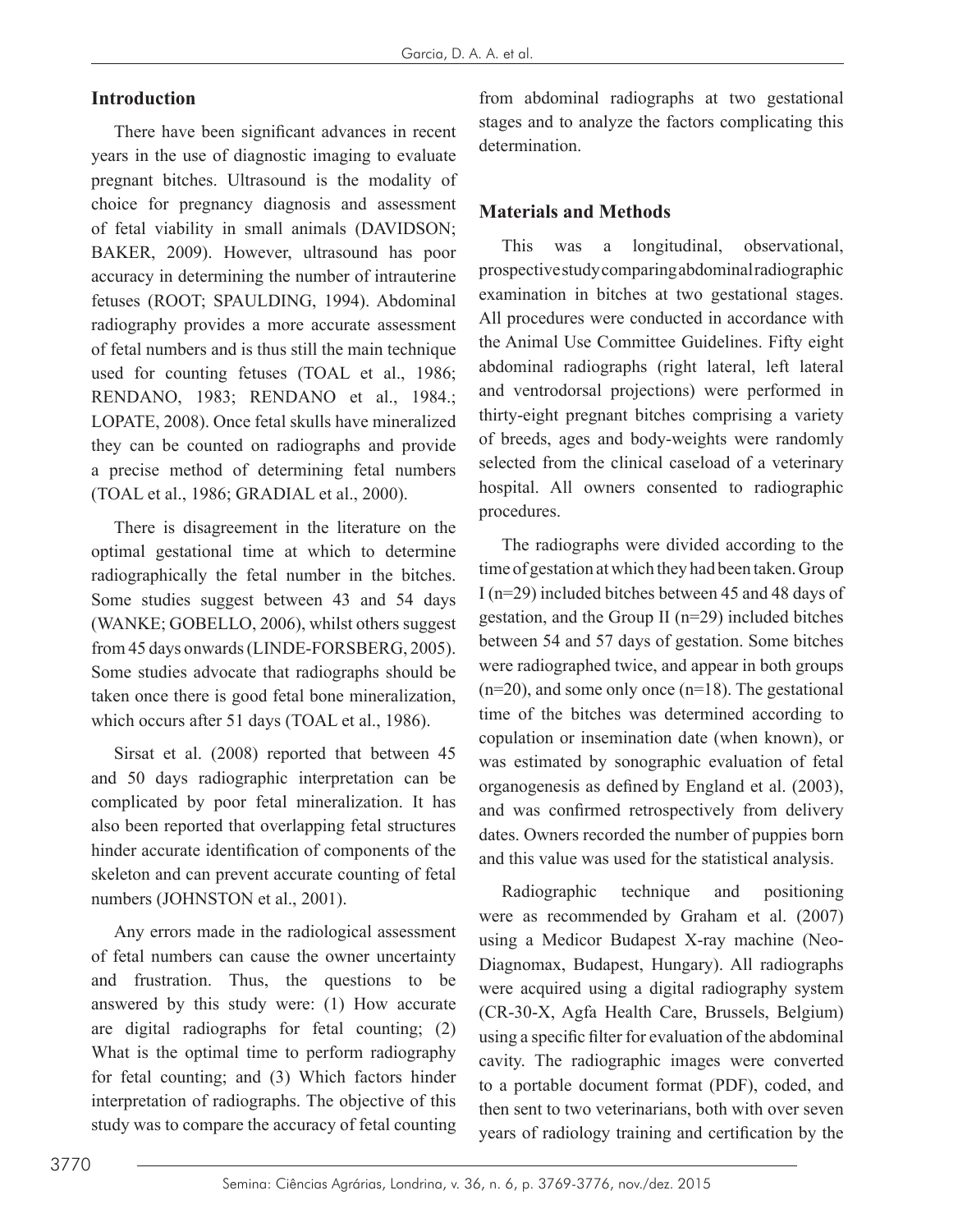## Introduction

There have been significant advances in recent years in the use of diagnostic imaging to evaluate pregnant bitches. Ultrasound is the modality of choice for pregnancy diagnosis and assessment of fetal viability in small animals (DAVIDSON; BAKER, 2009). However, ultrasound has poor accuracy in determining the number of intrauterine fetuses (ROOT; SPAULDING, 1994). Abdominal radiography provides a more accurate assessment of fetal numbers and is thus still the main technique used for counting fetuses (TOAL et al., 1986; RENDANO, 1983; RENDANO et al., 1984.; LOPATE, 2008). Once fetal skulls have mineralized they can be counted on radiographs and provide a precise method of determining fetal numbers (TOAL et al., 1986; GRADIAL et al., 2000).

There is disagreement in the literature on the optimal gestational time at which to determine radiographically the fetal number in the bitches. Some studies suggest between 43 and 54 days (WANKE; GOBELLO, 2006), whilst others suggest from 45 days onwards (LINDE-FORSBERG, 2005). Some studies advocate that radiographs should be taken once there is good fetal bone mineralization, which occurs after 51 days (TOAL et al., 1986).

Sirsat et al. (2008) reported that between 45 and 50 days radiographic interpretation can be complicated by poor fetal mineralization. It has also been reported that overlapping fetal structures hinder accurate identification of components of the skeleton and can prevent accurate counting of fetal numbers (JOHNSTON et al., 2001).

Any errors made in the radiological assessment of fetal numbers can cause the owner uncertainty and frustration. Thus, the questions to be answered by this study were: (1) How accurate are digital radiographs for fetal counting; (2) What is the optimal time to perform radiography for fetal counting; and (3) Which factors hinder interpretation of radiographs. The objective of this study was to compare the accuracy of fetal counting from abdominal radiographs at two gestational stages and to analyze the factors complicating this determination.

## Materials and Methods

This was a longitudinal, observational, prospective study comparing abdominal radiographic examination in bitches at two gestational stages. All procedures were conducted in accordance with the Animal Use Committee Guidelines. Fifty eight abdominal radiographs (right lateral, left lateral and ventrodorsal projections) were performed in thirty-eight pregnant bitches comprising a variety of breeds, ages and body-weights were randomly selected from the clinical caseload of a veterinary hospital. All owners consented to radiographic procedures.

The radiographs were divided according to the time of gestation at which they had been taken. Group I (n=29) included bitches between 45 and 48 days of gestation, and the Group II (n=29) included bitches between 54 and 57 days of gestation. Some bitches were radiographed twice, and appear in both groups (n=20), and some only once (n=18). The gestational time of the bitches was determined according to copulation or insemination date (when known), or was estimated by sonographic evaluation of fetal organogenesis as defined by England et al. (2003), and was confirmed retrospectively from delivery dates. Owners recorded the number of puppies born and this value was used for the statistical analysis.

Radiographic technique and positioning were as recommended by Graham et al. (2007) using a Medicor Budapest X-ray machine (Neo-Diagnomax, Budapest, Hungary). All radiographs were acquired using a digital radiography system (CR-30-X, Agfa Health Care, Brussels, Belgium) using a specific filter for evaluation of the abdominal cavity. The radiographic images were converted to a portable document format (PDF), coded, and then sent to two veterinarians, both with over seven years of radiology training and certification by the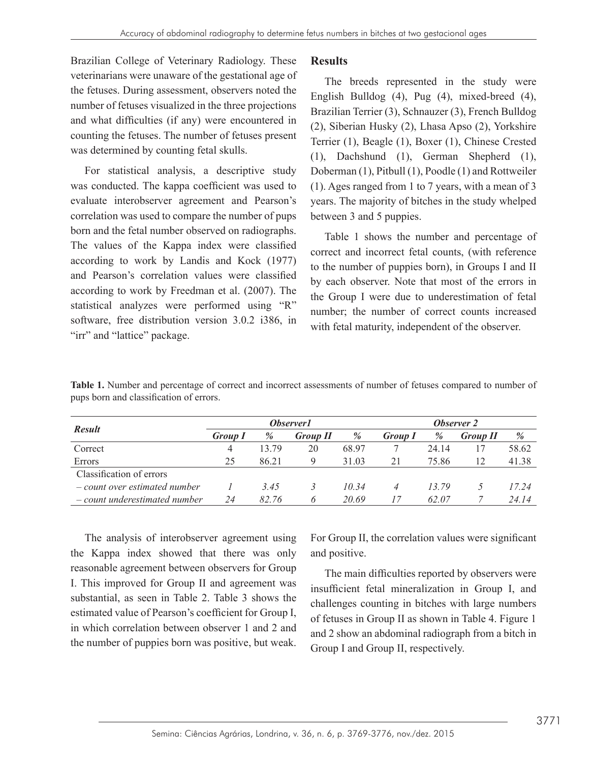Brazilian College of Veterinary Radiology. These veterinarians were unaware of the gestational age of the fetuses. During assessment, observers noted the number of fetuses visualized in the three projections and what difficulties (if any) were encountered in counting the fetuses. The number of fetuses present was determined by counting fetal skulls.

For statistical analysis, a descriptive study was conducted. The kappa coefficient was used to evaluate interobserver agreement and Pearson's correlation was used to compare the number of pups born and the fetal number observed on radiographs. The values of the Kappa index were classified according to work by Landis and Kock (1977) and Pearson's correlation values were classified according to work by Freedman et al. (2007). The statistical analyzes were performed using "R" software, free distribution version 3.0.2 i386, in "irr" and "lattice" package.

## Results

The breeds represented in the study were English Bulldog (4), Pug (4), mixed-breed (4), Brazilian Terrier (3), Schnauzer (3), French Bulldog (2), Siberian Husky (2), Lhasa Apso (2), Yorkshire Terrier (1), Beagle (1), Boxer (1), Chinese Crested (1), Dachshund (1), German Shepherd (1), Doberman (1), Pitbull (1), Poodle (1) and Rottweiler (1). Ages ranged from 1 to 7 years, with a mean of 3 years. The majority of bitches in the study whelped between 3 and 5 puppies.

Table 1 shows the number and percentage of correct and incorrect fetal counts, (with reference to the number of puppies born), in Groups I and II by each observer. Note that most of the errors in the Group I were due to underestimation of fetal number; the number of correct counts increased with fetal maturity, independent of the observer.

**Table 1.** Number and percentage of correct and incorrect assessments of number of fetuses compared to number of pups born and classification of errors.

| *Result* | *Observer1* | | | | *Observer 2* | | | |
|---|---|---|---|---|---|---|---|---|
| | *Group I* | *%* | *Group II* | *%* | *Group I* | *%* | *Group II* | *%* |
| Correct | 4 | 13.79 | 20 | 68.97 | 7 | 24.14 | 17 | 58.62 |
| Errors | 25 | 86.21 | 9 | 31.03 | 21 | 75.86 | 12 | 41.38 |
| Classification of errors | | | | | | | | |
| *– count over estimated number* | *1* | *3.45* | *3* | *10.34* | *4* | *13.79* | *5* | *17.24* |
| *– count underestimated number* | *24* | *82.76* | *6* | *20.69* | *17* | *62.07* | *7* | *24.14* |

The analysis of interobserver agreement using the Kappa index showed that there was only reasonable agreement between observers for Group I. This improved for Group II and agreement was substantial, as seen in Table 2. Table 3 shows the estimated value of Pearson's coefficient for Group I, in which correlation between observer 1 and 2 and the number of puppies born was positive, but weak. For Group II, the correlation values were significant and positive.

The main difficulties reported by observers were insufficient fetal mineralization in Group I, and challenges counting in bitches with large numbers of fetuses in Group II as shown in Table 4. Figure 1 and 2 show an abdominal radiograph from a bitch in Group I and Group II, respectively.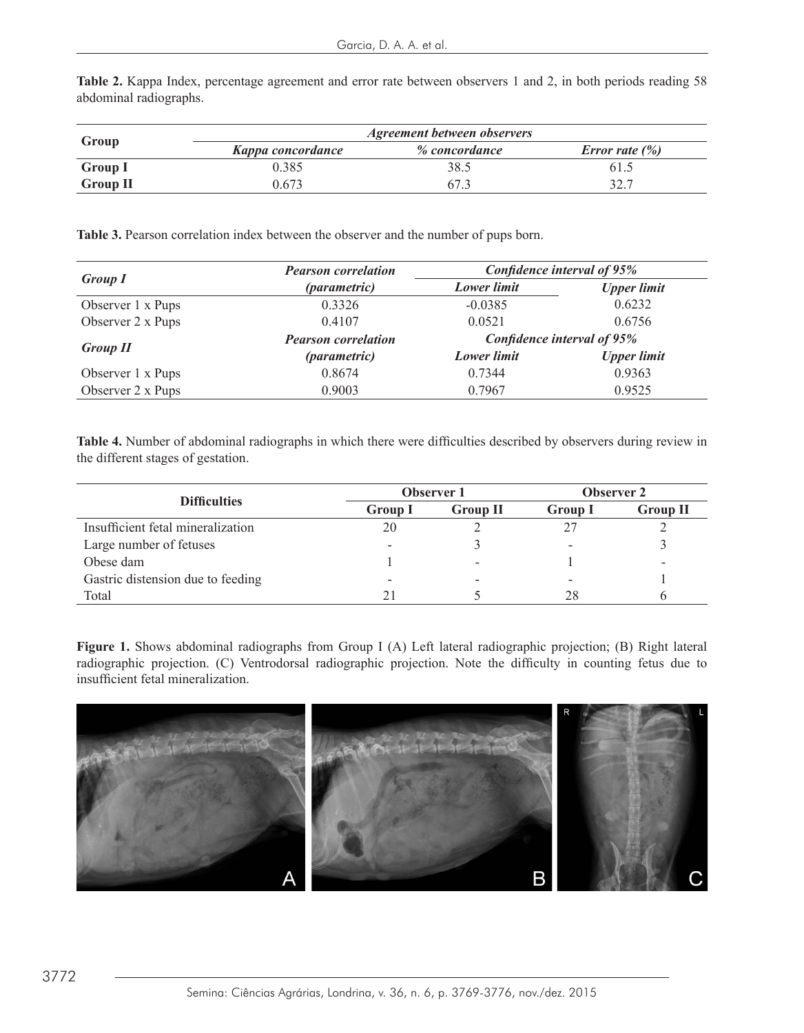**Table 2.** Kappa Index, percentage agreement and error rate between observers 1 and 2, in both periods reading 58 abdominal radiographs.

| Group | *Agreement between observers* | | |
|---|---|---|---|
| | ***Kappa concordance*** | ***% concordance*** | ***Error rate (%)*** |
| **Group I** | 0.385 | 38.5 | 61.5 |
| **Group II** | 0.673 | 67.3 | 32.7 |

**Table 3.** Pearson correlation index between the observer and the number of pups born.

| *Group I* | *Pearson correlation (parametric)* | *Confidence interval of 95%* | |
|---|---|---|---|
| | | ***Lower limit*** | ***Upper limit*** |
| Observer 1 x Pups | 0.3326 | -0.0385 | 0.6232 |
| Observer 2 x Pups | 0.4107 | 0.0521 | 0.6756 |
| ***Group II*** | ***Pearson correlation (parametric)*** | ***Confidence interval of 95%*** | |
| | | ***Lower limit*** | ***Upper limit*** |
| Observer 1 x Pups | 0.8674 | 0.7344 | 0.9363 |
| Observer 2 x Pups | 0.9003 | 0.7967 | 0.9525 |

**Table 4.** Number of abdominal radiographs in which there were difficulties described by observers during review in the different stages of gestation.

| Difficulties | Observer 1 | | Observer 2 | |
|---|---|---|---|---|
| | Group I | Group II | Group I | Group II |
| Insufficient fetal mineralization | 20 | 2 | 27 | 2 |
| Large number of fetuses | - | 3 | - | 3 |
| Obese dam | 1 | - | 1 | - |
| Gastric distension due to feeding | - | - | - | 1 |
| Total | 21 | 5 | 28 | 6 |

**Figure 1.** Shows abdominal radiographs from Group I (A) Left lateral radiographic projection; (B) Right lateral radiographic projection. (C) Ventrodorsal radiographic projection. Note the difficulty in counting fetus due to insufficient fetal mineralization.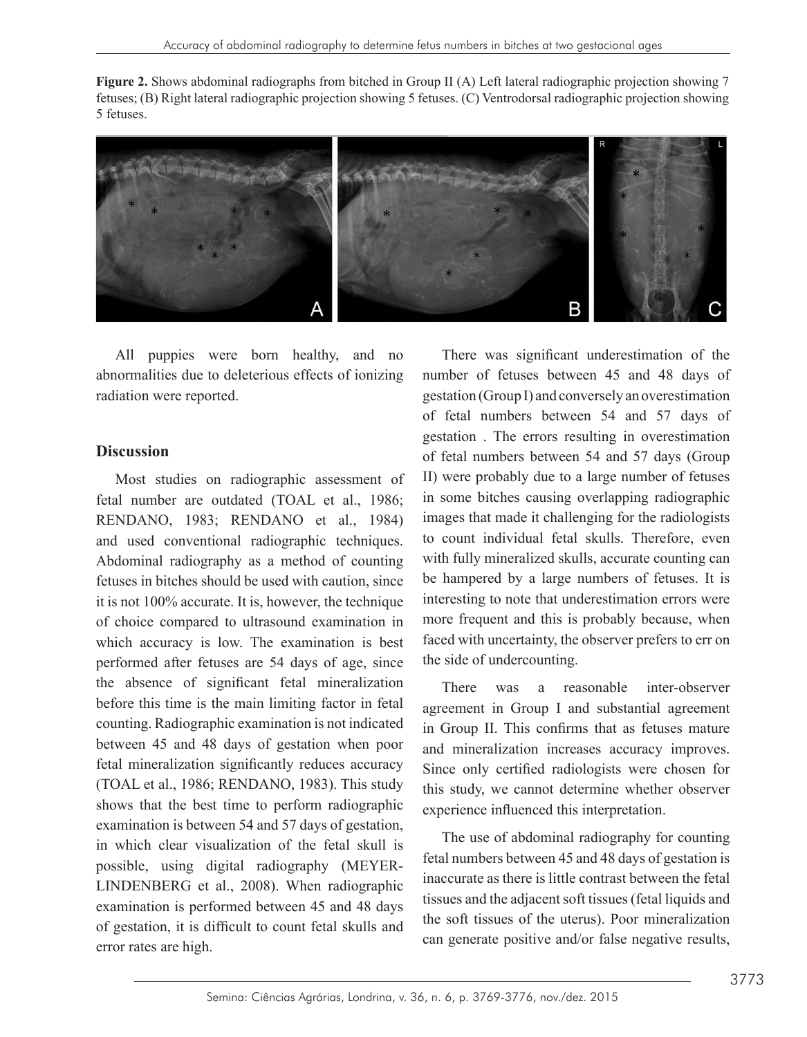**Figure 2.** Shows abdominal radiographs from bitched in Group II (A) Left lateral radiographic projection showing 7 fetuses; (B) Right lateral radiographic projection showing 5 fetuses. (C) Ventrodorsal radiographic projection showing 5 fetuses.

All puppies were born healthy, and no abnormalities due to deleterious effects of ionizing radiation were reported.

## Discussion

Most studies on radiographic assessment of fetal number are outdated (TOAL et al., 1986; RENDANO, 1983; RENDANO et al., 1984) and used conventional radiographic techniques. Abdominal radiography as a method of counting fetuses in bitches should be used with caution, since it is not 100% accurate. It is, however, the technique of choice compared to ultrasound examination in which accuracy is low. The examination is best performed after fetuses are 54 days of age, since the absence of significant fetal mineralization before this time is the main limiting factor in fetal counting. Radiographic examination is not indicated between 45 and 48 days of gestation when poor fetal mineralization significantly reduces accuracy (TOAL et al., 1986; RENDANO, 1983). This study shows that the best time to perform radiographic examination is between 54 and 57 days of gestation, in which clear visualization of the fetal skull is possible, using digital radiography (MEYER-LINDENBERG et al., 2008). When radiographic examination is performed between 45 and 48 days of gestation, it is difficult to count fetal skulls and error rates are high.

There was significant underestimation of the number of fetuses between 45 and 48 days of gestation (Group I) and conversely an overestimation of fetal numbers between 54 and 57 days of gestation . The errors resulting in overestimation of fetal numbers between 54 and 57 days (Group II) were probably due to a large number of fetuses in some bitches causing overlapping radiographic images that made it challenging for the radiologists to count individual fetal skulls. Therefore, even with fully mineralized skulls, accurate counting can be hampered by a large numbers of fetuses. It is interesting to note that underestimation errors were more frequent and this is probably because, when faced with uncertainty, the observer prefers to err on the side of undercounting.

There was a reasonable inter-observer agreement in Group I and substantial agreement in Group II. This confirms that as fetuses mature and mineralization increases accuracy improves. Since only certified radiologists were chosen for this study, we cannot determine whether observer experience influenced this interpretation.

The use of abdominal radiography for counting fetal numbers between 45 and 48 days of gestation is inaccurate as there is little contrast between the fetal tissues and the adjacent soft tissues (fetal liquids and the soft tissues of the uterus). Poor mineralization can generate positive and/or false negative results,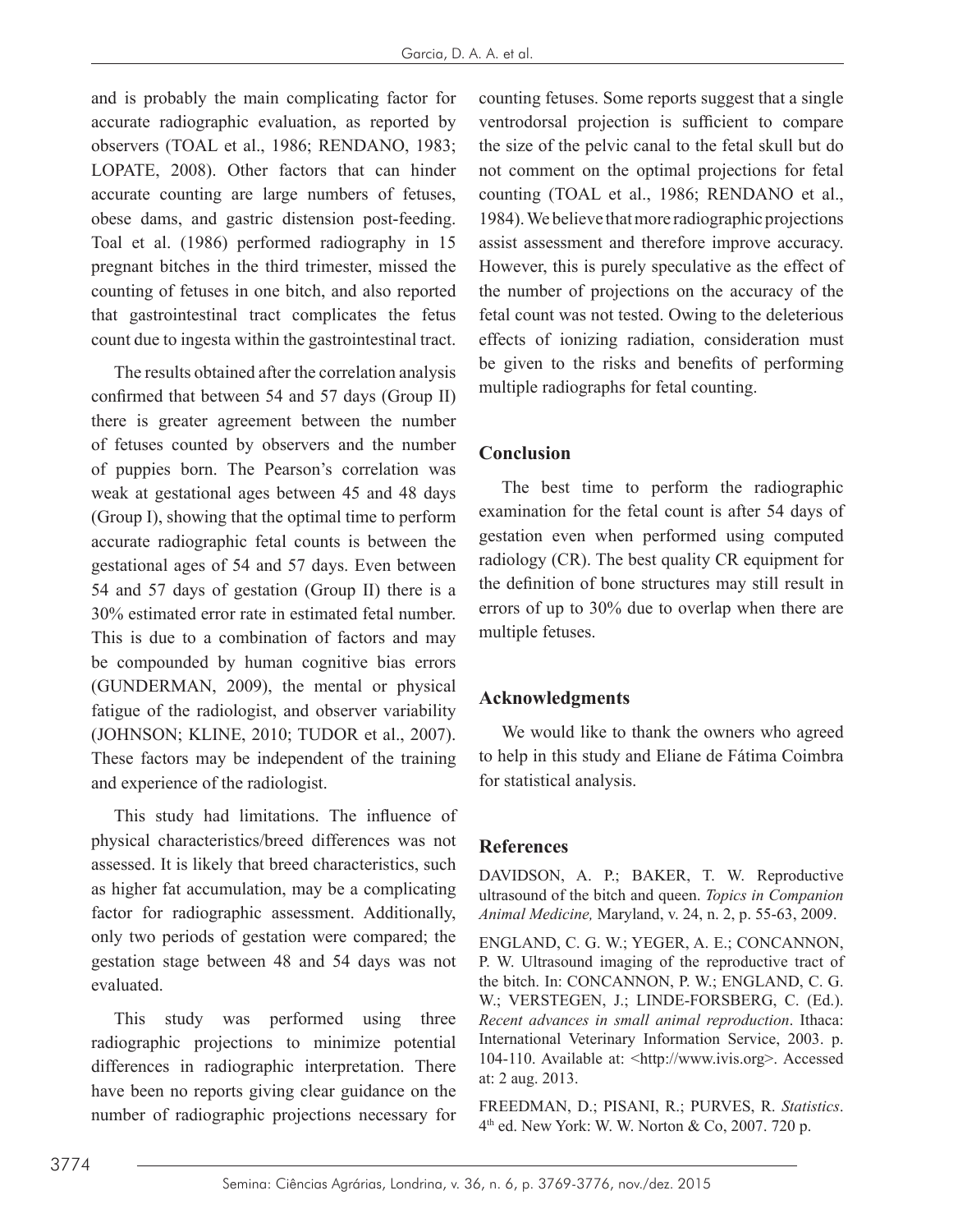and is probably the main complicating factor for accurate radiographic evaluation, as reported by observers (TOAL et al., 1986; RENDANO, 1983; LOPATE, 2008). Other factors that can hinder accurate counting are large numbers of fetuses, obese dams, and gastric distension post-feeding. Toal et al. (1986) performed radiography in 15 pregnant bitches in the third trimester, missed the counting of fetuses in one bitch, and also reported that gastrointestinal tract complicates the fetus count due to ingesta within the gastrointestinal tract.

The results obtained after the correlation analysis confirmed that between 54 and 57 days (Group II) there is greater agreement between the number of fetuses counted by observers and the number of puppies born. The Pearson's correlation was weak at gestational ages between 45 and 48 days (Group I), showing that the optimal time to perform accurate radiographic fetal counts is between the gestational ages of 54 and 57 days. Even between 54 and 57 days of gestation (Group II) there is a 30% estimated error rate in estimated fetal number. This is due to a combination of factors and may be compounded by human cognitive bias errors (GUNDERMAN, 2009), the mental or physical fatigue of the radiologist, and observer variability (JOHNSON; KLINE, 2010; TUDOR et al., 2007). These factors may be independent of the training and experience of the radiologist.

This study had limitations. The influence of physical characteristics/breed differences was not assessed. It is likely that breed characteristics, such as higher fat accumulation, may be a complicating factor for radiographic assessment. Additionally, only two periods of gestation were compared; the gestation stage between 48 and 54 days was not evaluated.

This study was performed using three radiographic projections to minimize potential differences in radiographic interpretation. There have been no reports giving clear guidance on the number of radiographic projections necessary for counting fetuses. Some reports suggest that a single ventrodorsal projection is sufficient to compare the size of the pelvic canal to the fetal skull but do not comment on the optimal projections for fetal counting (TOAL et al., 1986; RENDANO et al., 1984). We believe that more radiographic projections assist assessment and therefore improve accuracy. However, this is purely speculative as the effect of the number of projections on the accuracy of the fetal count was not tested. Owing to the deleterious effects of ionizing radiation, consideration must be given to the risks and benefits of performing multiple radiographs for fetal counting.

## Conclusion

The best time to perform the radiographic examination for the fetal count is after 54 days of gestation even when performed using computed radiology (CR). The best quality CR equipment for the definition of bone structures may still result in errors of up to 30% due to overlap when there are multiple fetuses.

## Acknowledgments

We would like to thank the owners who agreed to help in this study and Eliane de Fátima Coimbra for statistical analysis.

## References

DAVIDSON, A. P.; BAKER, T. W. Reproductive ultrasound of the bitch and queen. *Topics in Companion Animal Medicine,* Maryland, v. 24, n. 2, p. 55-63, 2009.

ENGLAND, C. G. W.; YEGER, A. E.; CONCANNON, P. W. Ultrasound imaging of the reproductive tract of the bitch. In: CONCANNON, P. W.; ENGLAND, C. G. W.; VERSTEGEN, J.; LINDE-FORSBERG, C. (Ed.). *Recent advances in small animal reproduction*. Ithaca: International Veterinary Information Service, 2003. p. 104-110. Available at: <http://www.ivis.org>. Accessed at: 2 aug. 2013.

FREEDMAN, D.; PISANI, R.; PURVES, R. *Statistics*. 4th ed. New York: W. W. Norton & Co, 2007. 720 p.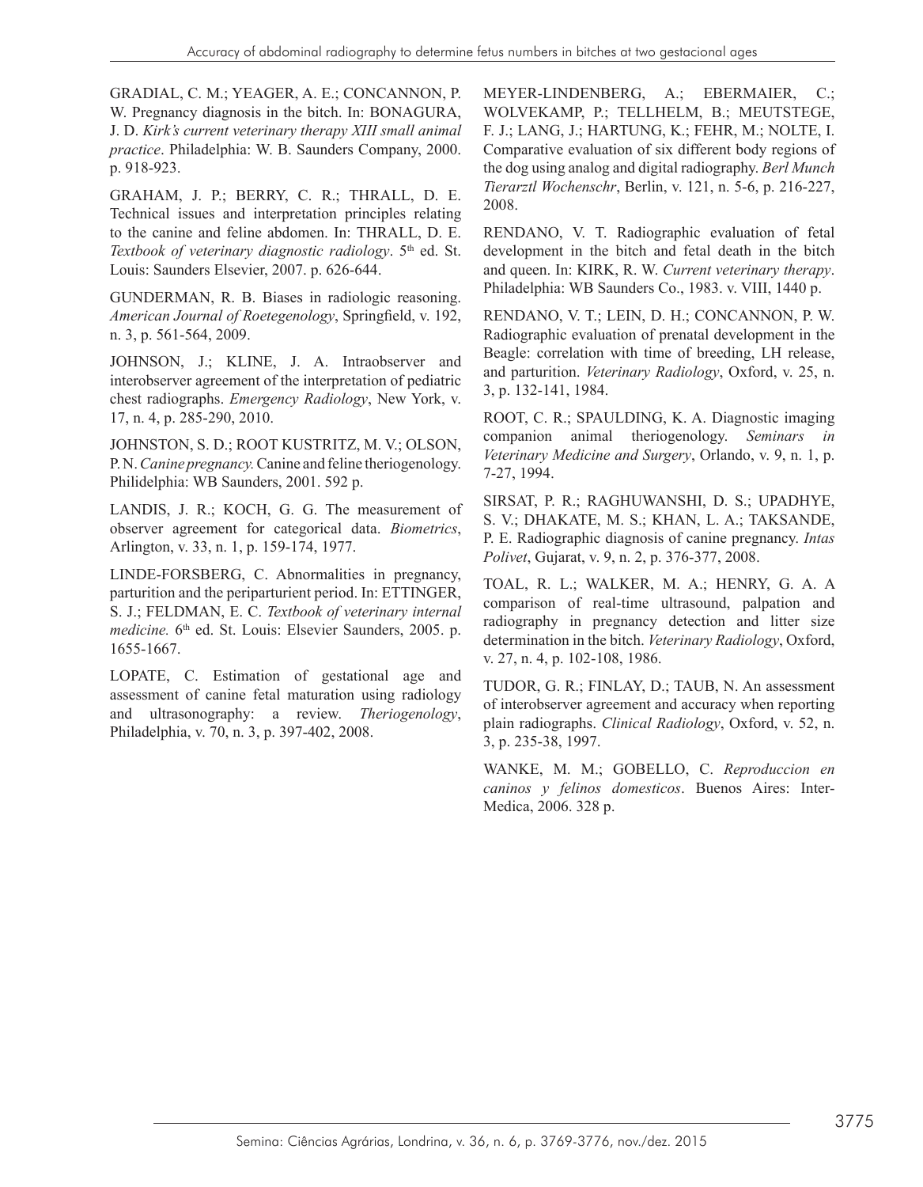GRADIAL, C. M.; YEAGER, A. E.; CONCANNON, P. W. Pregnancy diagnosis in the bitch. In: BONAGURA, J. D. *Kirk's current veterinary therapy XIII small animal practice*. Philadelphia: W. B. Saunders Company, 2000. p. 918-923.

GRAHAM, J. P.; BERRY, C. R.; THRALL, D. E. Technical issues and interpretation principles relating to the canine and feline abdomen. In: THRALL, D. E. *Textbook of veterinary diagnostic radiology*. 5th ed. St. Louis: Saunders Elsevier, 2007. p. 626-644.

GUNDERMAN, R. B. Biases in radiologic reasoning. *American Journal of Roetegenology*, Springfield, v. 192, n. 3, p. 561-564, 2009.

JOHNSON, J.; KLINE, J. A. Intraobserver and interobserver agreement of the interpretation of pediatric chest radiographs. *Emergency Radiology*, New York, v. 17, n. 4, p. 285-290, 2010.

JOHNSTON, S. D.; ROOT KUSTRITZ, M. V.; OLSON, P. N. *Canine pregnancy.* Canine and feline theriogenology. Philidelphia: WB Saunders, 2001. 592 p.

LANDIS, J. R.; KOCH, G. G. The measurement of observer agreement for categorical data. *Biometrics*, Arlington, v. 33, n. 1, p. 159-174, 1977.

LINDE-FORSBERG, C. Abnormalities in pregnancy, parturition and the periparturient period. In: ETTINGER, S. J.; FELDMAN, E. C. *Textbook of veterinary internal medicine.* 6th ed. St. Louis: Elsevier Saunders, 2005. p. 1655-1667.

LOPATE, C. Estimation of gestational age and assessment of canine fetal maturation using radiology and ultrasonography: a review. *Theriogenology*, Philadelphia, v. 70, n. 3, p. 397-402, 2008.

MEYER-LINDENBERG, A.; EBERMAIER, C.; WOLVEKAMP, P.; TELLHELM, B.; MEUTSTEGE, F. J.; LANG, J.; HARTUNG, K.; FEHR, M.; NOLTE, I. Comparative evaluation of six different body regions of the dog using analog and digital radiography. *Berl Munch Tierarztl Wochenschr*, Berlin, v. 121, n. 5-6, p. 216-227, 2008.

RENDANO, V. T. Radiographic evaluation of fetal development in the bitch and fetal death in the bitch and queen. In: KIRK, R. W. *Current veterinary therapy*. Philadelphia: WB Saunders Co., 1983. v. VIII, 1440 p.

RENDANO, V. T.; LEIN, D. H.; CONCANNON, P. W. Radiographic evaluation of prenatal development in the Beagle: correlation with time of breeding, LH release, and parturition. *Veterinary Radiology*, Oxford, v. 25, n. 3, p. 132-141, 1984.

ROOT, C. R.; SPAULDING, K. A. Diagnostic imaging companion animal theriogenology. *Seminars in Veterinary Medicine and Surgery*, Orlando, v. 9, n. 1, p. 7-27, 1994.

SIRSAT, P. R.; RAGHUWANSHI, D. S.; UPADHYE, S. V.; DHAKATE, M. S.; KHAN, L. A.; TAKSANDE, P. E. Radiographic diagnosis of canine pregnancy. *Intas Polivet*, Gujarat, v. 9, n. 2, p. 376-377, 2008.

TOAL, R. L.; WALKER, M. A.; HENRY, G. A. A comparison of real-time ultrasound, palpation and radiography in pregnancy detection and litter size determination in the bitch. *Veterinary Radiology*, Oxford, v. 27, n. 4, p. 102-108, 1986.

TUDOR, G. R.; FINLAY, D.; TAUB, N. An assessment of interobserver agreement and accuracy when reporting plain radiographs. *Clinical Radiology*, Oxford, v. 52, n. 3, p. 235-38, 1997.

WANKE, M. M.; GOBELLO, C. *Reproduccion en caninos y felinos domesticos*. Buenos Aires: Inter-Medica, 2006. 328 p.